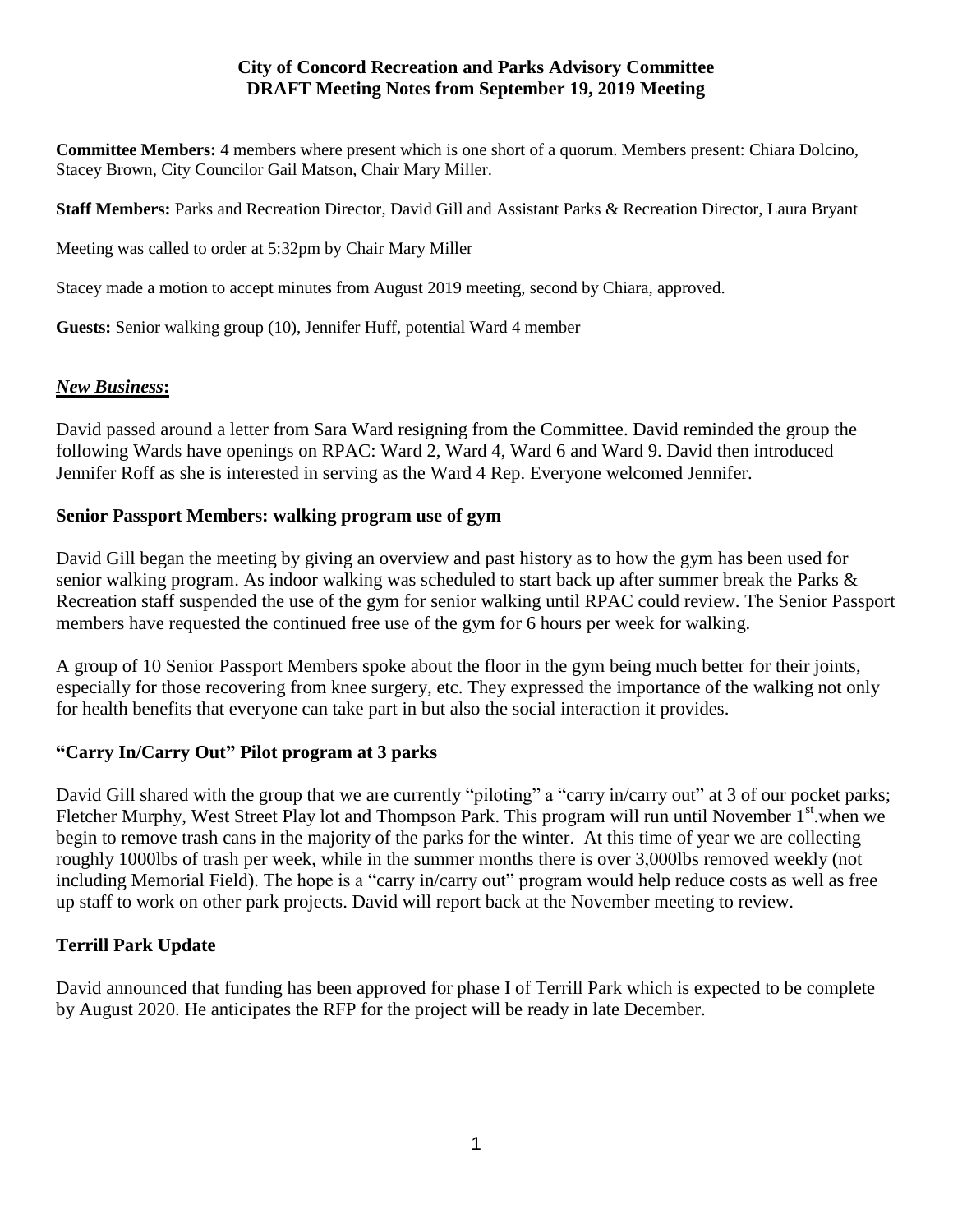**City of Concord Recreation and Parks Advisory Committee**
**DRAFT Meeting Notes from September 19, 2019 Meeting**

**Committee Members:** 4 members where present which is one short of a quorum. Members present: Chiara Dolcino, Stacey Brown, City Councilor Gail Matson, Chair Mary Miller.

**Staff Members:** Parks and Recreation Director, David Gill and Assistant Parks & Recreation Director, Laura Bryant

Meeting was called to order at 5:32pm by Chair Mary Miller

Stacey made a motion to accept minutes from August 2019 meeting, second by Chiara, approved.

**Guests:** Senior walking group (10), Jennifer Huff, potential Ward 4 member

***New Business*:**

David passed around a letter from Sara Ward resigning from the Committee. David reminded the group the following Wards have openings on RPAC: Ward 2, Ward 4, Ward 6 and Ward 9. David then introduced Jennifer Roff as she is interested in serving as the Ward 4 Rep. Everyone welcomed Jennifer.

**Senior Passport Members: walking program use of gym**

David Gill began the meeting by giving an overview and past history as to how the gym has been used for senior walking program. As indoor walking was scheduled to start back up after summer break the Parks & Recreation staff suspended the use of the gym for senior walking until RPAC could review. The Senior Passport members have requested the continued free use of the gym for 6 hours per week for walking.

A group of 10 Senior Passport Members spoke about the floor in the gym being much better for their joints, especially for those recovering from knee surgery, etc. They expressed the importance of the walking not only for health benefits that everyone can take part in but also the social interaction it provides.

**"Carry In/Carry Out" Pilot program at 3 parks**

David Gill shared with the group that we are currently "piloting" a "carry in/carry out" at 3 of our pocket parks; Fletcher Murphy, West Street Play lot and Thompson Park. This program will run until November 1st.when we begin to remove trash cans in the majority of the parks for the winter. At this time of year we are collecting roughly 1000lbs of trash per week, while in the summer months there is over 3,000lbs removed weekly (not including Memorial Field). The hope is a "carry in/carry out" program would help reduce costs as well as free up staff to work on other park projects. David will report back at the November meeting to review.

**Terrill Park Update**

David announced that funding has been approved for phase I of Terrill Park which is expected to be complete by August 2020. He anticipates the RFP for the project will be ready in late December.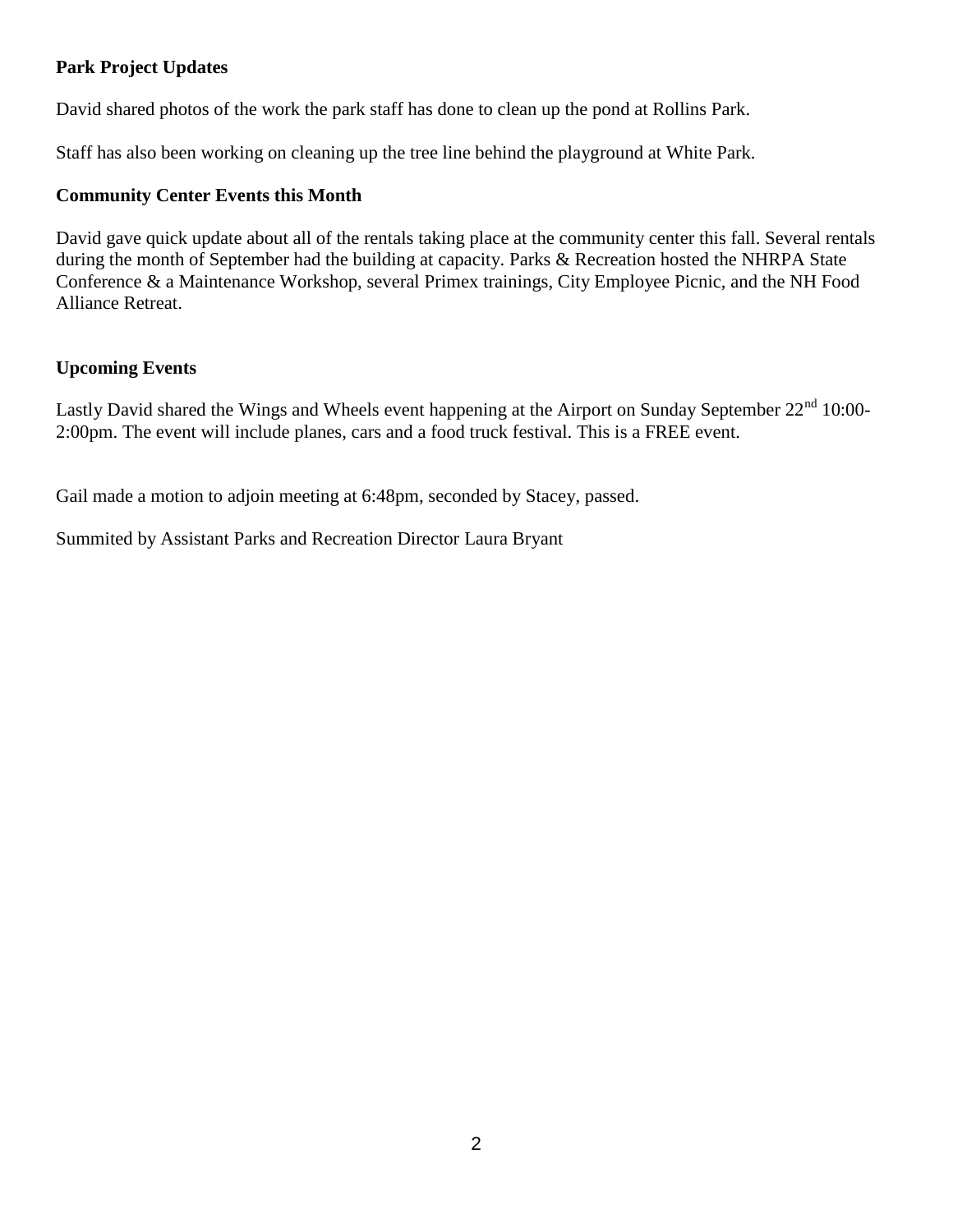**Park Project Updates**

David shared photos of the work the park staff has done to clean up the pond at Rollins Park.

Staff has also been working on cleaning up the tree line behind the playground at White Park.

**Community Center Events this Month**

David gave quick update about all of the rentals taking place at the community center this fall. Several rentals during the month of September had the building at capacity. Parks & Recreation hosted the NHRPA State Conference & a Maintenance Workshop, several Primex trainings, City Employee Picnic, and the NH Food Alliance Retreat.

**Upcoming Events**

Lastly David shared the Wings and Wheels event happening at the Airport on Sunday September 22nd 10:00-2:00pm. The event will include planes, cars and a food truck festival. This is a FREE event.

Gail made a motion to adjoin meeting at 6:48pm, seconded by Stacey, passed.

Summited by Assistant Parks and Recreation Director Laura Bryant